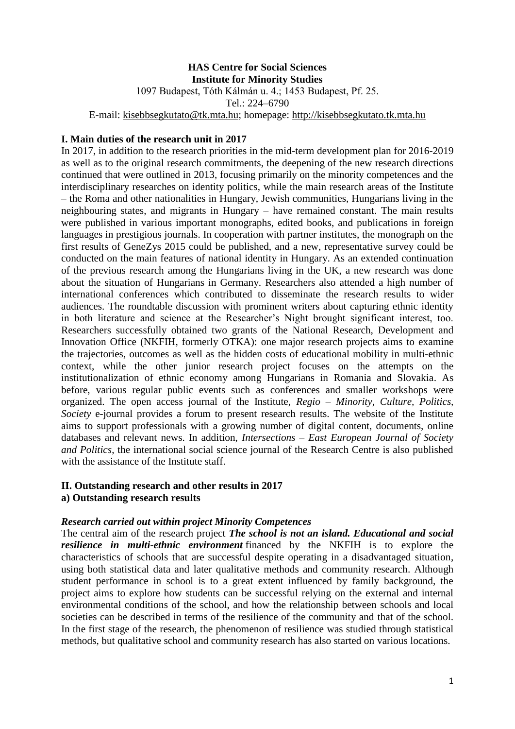**HAS Centre for Social Sciences**
**Institute for Minority Studies**
1097 Budapest, Tóth Kálmán u. 4.; 1453 Budapest, Pf. 25.
Tel.: 224–6790
E-mail: kisebbsegkutato@tk.mta.hu; homepage: http://kisebbsegkutato.tk.mta.hu

## I. Main duties of the research unit in 2017

In 2017, in addition to the research priorities in the mid-term development plan for 2016-2019 as well as to the original research commitments, the deepening of the new research directions continued that were outlined in 2013, focusing primarily on the minority competences and the interdisciplinary researches on identity politics, while the main research areas of the Institute – the Roma and other nationalities in Hungary, Jewish communities, Hungarians living in the neighbouring states, and migrants in Hungary – have remained constant. The main results were published in various important monographs, edited books, and publications in foreign languages in prestigious journals. In cooperation with partner institutes, the monograph on the first results of GeneZys 2015 could be published, and a new, representative survey could be conducted on the main features of national identity in Hungary. As an extended continuation of the previous research among the Hungarians living in the UK, a new research was done about the situation of Hungarians in Germany. Researchers also attended a high number of international conferences which contributed to disseminate the research results to wider audiences. The roundtable discussion with prominent writers about capturing ethnic identity in both literature and science at the Researcher's Night brought significant interest, too. Researchers successfully obtained two grants of the National Research, Development and Innovation Office (NKFIH, formerly OTKA): one major research projects aims to examine the trajectories, outcomes as well as the hidden costs of educational mobility in multi-ethnic context, while the other junior research project focuses on the attempts on the institutionalization of ethnic economy among Hungarians in Romania and Slovakia. As before, various regular public events such as conferences and smaller workshops were organized. The open access journal of the Institute, *Regio – Minority, Culture, Politics, Society* e-journal provides a forum to present research results. The website of the Institute aims to support professionals with a growing number of digital content, documents, online databases and relevant news. In addition, *Intersections – East European Journal of Society and Politics*, the international social science journal of the Research Centre is also published with the assistance of the Institute staff.

## II. Outstanding research and other results in 2017

### a) Outstanding research results

#### *Research carried out within project Minority Competences*

The central aim of the research project ***The school is not an island. Educational and social resilience in multi-ethnic environment*** financed by the NKFIH is to explore the characteristics of schools that are successful despite operating in a disadvantaged situation, using both statistical data and later qualitative methods and community research. Although student performance in school is to a great extent influenced by family background, the project aims to explore how students can be successful relying on the external and internal environmental conditions of the school, and how the relationship between schools and local societies can be described in terms of the resilience of the community and that of the school. In the first stage of the research, the phenomenon of resilience was studied through statistical methods, but qualitative school and community research has also started on various locations.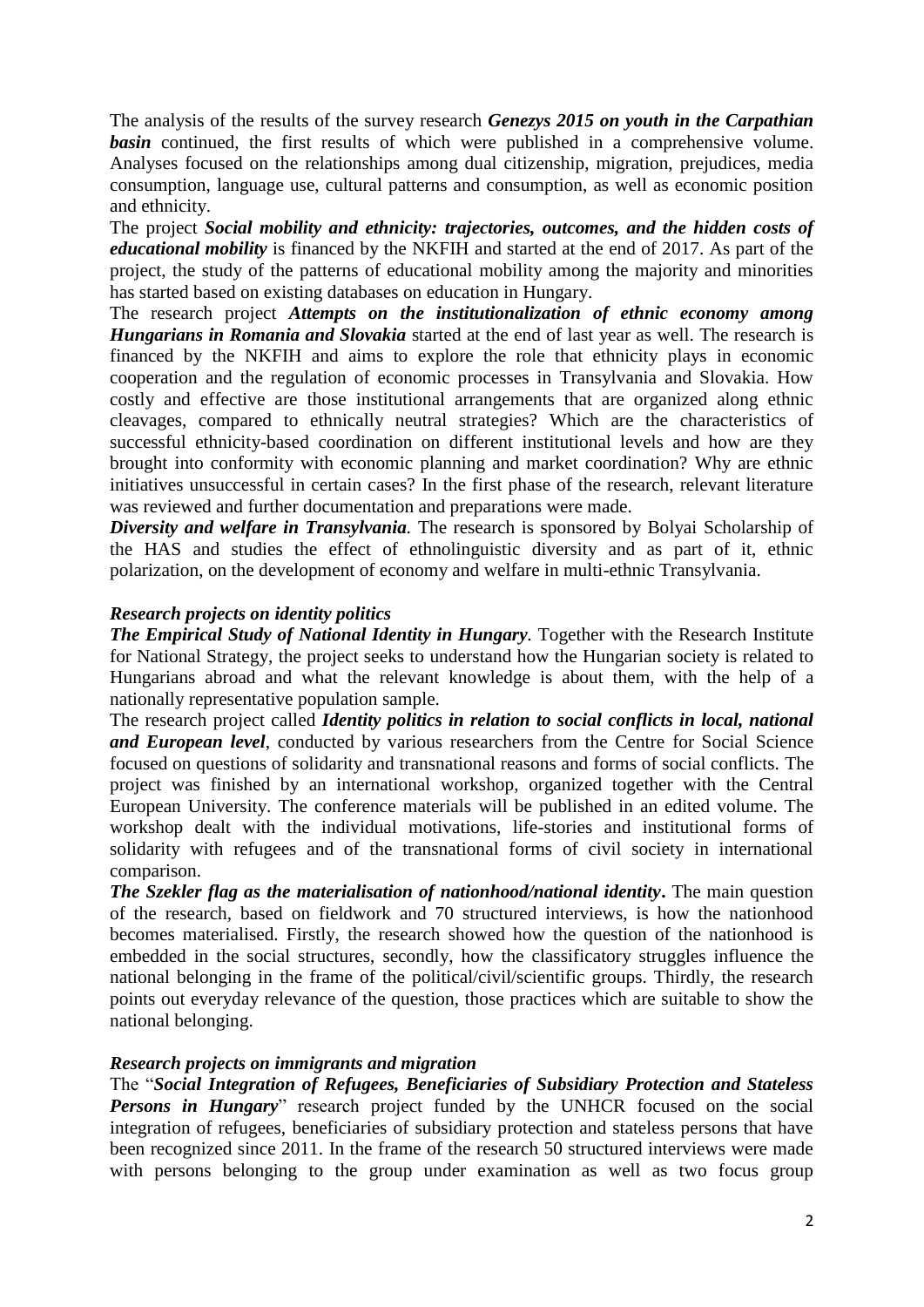The analysis of the results of the survey research ***Genezys 2015 on youth in the Carpathian basin*** continued, the first results of which were published in a comprehensive volume. Analyses focused on the relationships among dual citizenship, migration, prejudices, media consumption, language use, cultural patterns and consumption, as well as economic position and ethnicity.

The project ***Social mobility and ethnicity: trajectories, outcomes, and the hidden costs of educational mobility*** is financed by the NKFIH and started at the end of 2017. As part of the project, the study of the patterns of educational mobility among the majority and minorities has started based on existing databases on education in Hungary.

The research project ***Attempts on the institutionalization of ethnic economy among Hungarians in Romania and Slovakia*** started at the end of last year as well. The research is financed by the NKFIH and aims to explore the role that ethnicity plays in economic cooperation and the regulation of economic processes in Transylvania and Slovakia. How costly and effective are those institutional arrangements that are organized along ethnic cleavages, compared to ethnically neutral strategies? Which are the characteristics of successful ethnicity-based coordination on different institutional levels and how are they brought into conformity with economic planning and market coordination? Why are ethnic initiatives unsuccessful in certain cases? In the first phase of the research, relevant literature was reviewed and further documentation and preparations were made.

***Diversity and welfare in Transylvania****.* The research is sponsored by Bolyai Scholarship of the HAS and studies the effect of ethnolinguistic diversity and as part of it, ethnic polarization, on the development of economy and welfare in multi-ethnic Transylvania.

***Research projects on identity politics***

***The Empirical Study of National Identity in Hungary****.* Together with the Research Institute for National Strategy, the project seeks to understand how the Hungarian society is related to Hungarians abroad and what the relevant knowledge is about them, with the help of a nationally representative population sample.

The research project called ***Identity politics in relation to social conflicts in local, national and European level***, conducted by various researchers from the Centre for Social Science focused on questions of solidarity and transnational reasons and forms of social conflicts. The project was finished by an international workshop, organized together with the Central European University. The conference materials will be published in an edited volume. The workshop dealt with the individual motivations, life-stories and institutional forms of solidarity with refugees and of the transnational forms of civil society in international comparison.

***The Szekler flag as the materialisation of nationhood/national identity*****.** The main question of the research, based on fieldwork and 70 structured interviews, is how the nationhood becomes materialised. Firstly, the research showed how the question of the nationhood is embedded in the social structures, secondly, how the classificatory struggles influence the national belonging in the frame of the political/civil/scientific groups. Thirdly, the research points out everyday relevance of the question, those practices which are suitable to show the national belonging.

***Research projects on immigrants and migration***

The "***Social Integration of Refugees, Beneficiaries of Subsidiary Protection and Stateless Persons in Hungary***" research project funded by the UNHCR focused on the social integration of refugees, beneficiaries of subsidiary protection and stateless persons that have been recognized since 2011. In the frame of the research 50 structured interviews were made with persons belonging to the group under examination as well as two focus group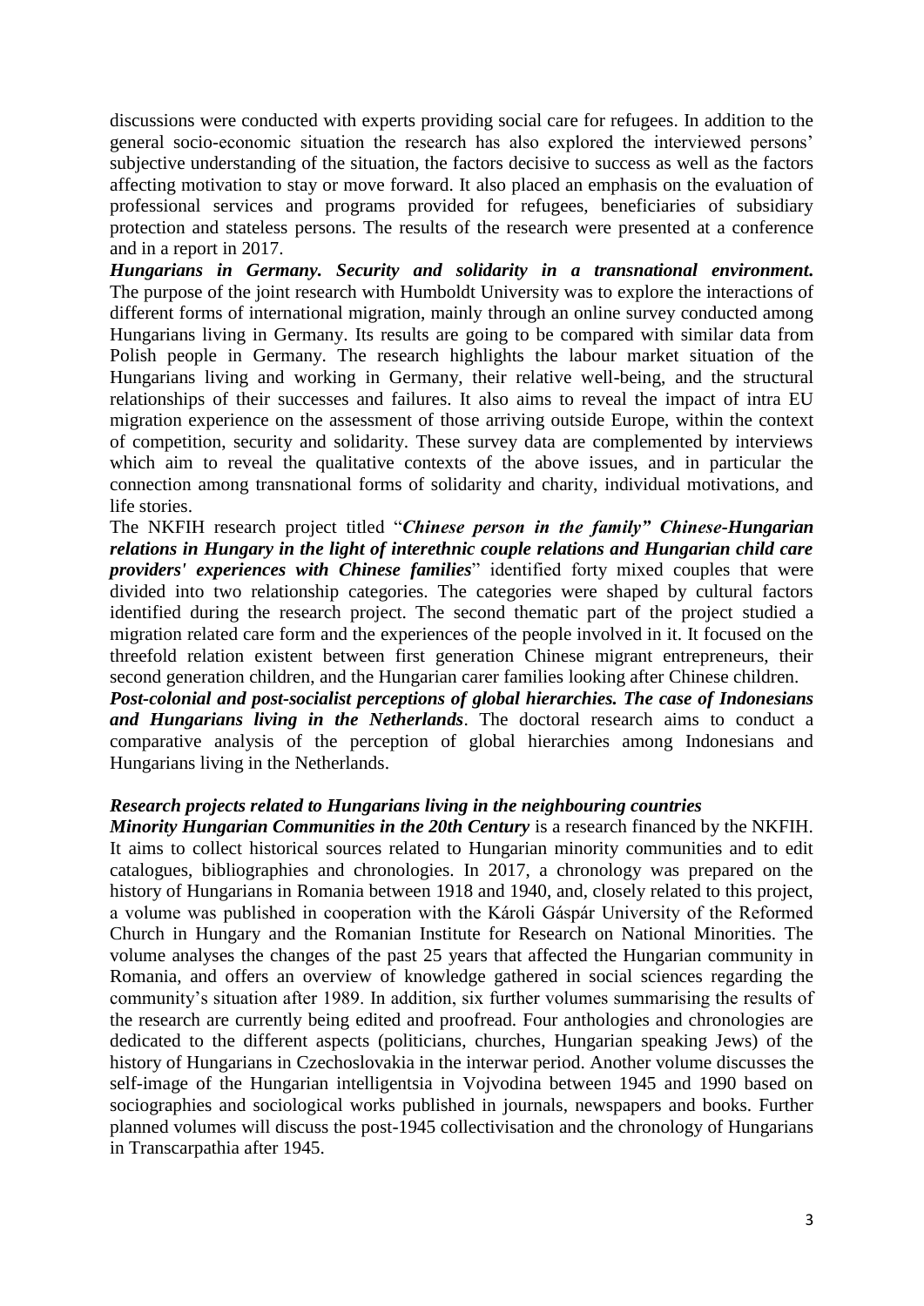discussions were conducted with experts providing social care for refugees. In addition to the general socio-economic situation the research has also explored the interviewed persons' subjective understanding of the situation, the factors decisive to success as well as the factors affecting motivation to stay or move forward. It also placed an emphasis on the evaluation of professional services and programs provided for refugees, beneficiaries of subsidiary protection and stateless persons. The results of the research were presented at a conference and in a report in 2017.

***Hungarians in Germany. Security and solidarity in a transnational environment.*** The purpose of the joint research with Humboldt University was to explore the interactions of different forms of international migration, mainly through an online survey conducted among Hungarians living in Germany. Its results are going to be compared with similar data from Polish people in Germany. The research highlights the labour market situation of the Hungarians living and working in Germany, their relative well-being, and the structural relationships of their successes and failures. It also aims to reveal the impact of intra EU migration experience on the assessment of those arriving outside Europe, within the context of competition, security and solidarity. These survey data are complemented by interviews which aim to reveal the qualitative contexts of the above issues, and in particular the connection among transnational forms of solidarity and charity, individual motivations, and life stories.

The NKFIH research project titled "***Chinese person in the family" Chinese-Hungarian relations in Hungary in the light of interethnic couple relations and Hungarian child care providers' experiences with Chinese families***" identified forty mixed couples that were divided into two relationship categories. The categories were shaped by cultural factors identified during the research project. The second thematic part of the project studied a migration related care form and the experiences of the people involved in it. It focused on the threefold relation existent between first generation Chinese migrant entrepreneurs, their second generation children, and the Hungarian carer families looking after Chinese children.

***Post-colonial and post-socialist perceptions of global hierarchies. The case of Indonesians and Hungarians living in the Netherlands***. The doctoral research aims to conduct a comparative analysis of the perception of global hierarchies among Indonesians and Hungarians living in the Netherlands.

***Research projects related to Hungarians living in the neighbouring countries***

***Minority Hungarian Communities in the 20th Century*** is a research financed by the NKFIH. It aims to collect historical sources related to Hungarian minority communities and to edit catalogues, bibliographies and chronologies. In 2017, a chronology was prepared on the history of Hungarians in Romania between 1918 and 1940, and, closely related to this project, a volume was published in cooperation with the Károli Gáspár University of the Reformed Church in Hungary and the Romanian Institute for Research on National Minorities. The volume analyses the changes of the past 25 years that affected the Hungarian community in Romania, and offers an overview of knowledge gathered in social sciences regarding the community's situation after 1989. In addition, six further volumes summarising the results of the research are currently being edited and proofread. Four anthologies and chronologies are dedicated to the different aspects (politicians, churches, Hungarian speaking Jews) of the history of Hungarians in Czechoslovakia in the interwar period. Another volume discusses the self-image of the Hungarian intelligentsia in Vojvodina between 1945 and 1990 based on sociographies and sociological works published in journals, newspapers and books. Further planned volumes will discuss the post-1945 collectivisation and the chronology of Hungarians in Transcarpathia after 1945.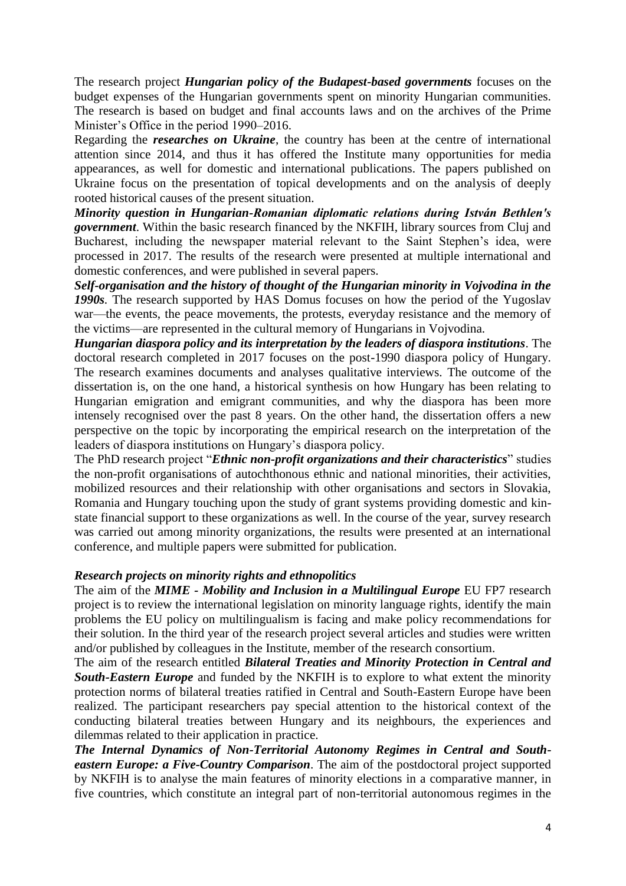The research project ***Hungarian policy of the Budapest-based governments*** focuses on the budget expenses of the Hungarian governments spent on minority Hungarian communities. The research is based on budget and final accounts laws and on the archives of the Prime Minister's Office in the period 1990–2016.

Regarding the ***researches on Ukraine***, the country has been at the centre of international attention since 2014, and thus it has offered the Institute many opportunities for media appearances, as well for domestic and international publications. The papers published on Ukraine focus on the presentation of topical developments and on the analysis of deeply rooted historical causes of the present situation.

***Minority question in Hungarian-Romanian diplomatic relations during István Bethlen's government***. Within the basic research financed by the NKFIH, library sources from Cluj and Bucharest, including the newspaper material relevant to the Saint Stephen's idea, were processed in 2017. The results of the research were presented at multiple international and domestic conferences, and were published in several papers.

***Self-organisation and the history of thought of the Hungarian minority in Vojvodina in the 1990s***. The research supported by HAS Domus focuses on how the period of the Yugoslav war—the events, the peace movements, the protests, everyday resistance and the memory of the victims—are represented in the cultural memory of Hungarians in Vojvodina.

***Hungarian diaspora policy and its interpretation by the leaders of diaspora institutions***. The doctoral research completed in 2017 focuses on the post-1990 diaspora policy of Hungary. The research examines documents and analyses qualitative interviews. The outcome of the dissertation is, on the one hand, a historical synthesis on how Hungary has been relating to Hungarian emigration and emigrant communities, and why the diaspora has been more intensely recognised over the past 8 years. On the other hand, the dissertation offers a new perspective on the topic by incorporating the empirical research on the interpretation of the leaders of diaspora institutions on Hungary's diaspora policy.

The PhD research project "***Ethnic non-profit organizations and their characteristics***" studies the non-profit organisations of autochthonous ethnic and national minorities, their activities, mobilized resources and their relationship with other organisations and sectors in Slovakia, Romania and Hungary touching upon the study of grant systems providing domestic and kin-state financial support to these organizations as well. In the course of the year, survey research was carried out among minority organizations, the results were presented at an international conference, and multiple papers were submitted for publication.

### *Research projects on minority rights and ethnopolitics*

The aim of the ***MIME - Mobility and Inclusion in a Multilingual Europe*** EU FP7 research project is to review the international legislation on minority language rights, identify the main problems the EU policy on multilingualism is facing and make policy recommendations for their solution. In the third year of the research project several articles and studies were written and/or published by colleagues in the Institute, member of the research consortium.

The aim of the research entitled ***Bilateral Treaties and Minority Protection in Central and South-Eastern Europe*** and funded by the NKFIH is to explore to what extent the minority protection norms of bilateral treaties ratified in Central and South-Eastern Europe have been realized. The participant researchers pay special attention to the historical context of the conducting bilateral treaties between Hungary and its neighbours, the experiences and dilemmas related to their application in practice.

***The Internal Dynamics of Non-Territorial Autonomy Regimes in Central and South-eastern Europe: a Five-Country Comparison***. The aim of the postdoctoral project supported by NKFIH is to analyse the main features of minority elections in a comparative manner, in five countries, which constitute an integral part of non-territorial autonomous regimes in the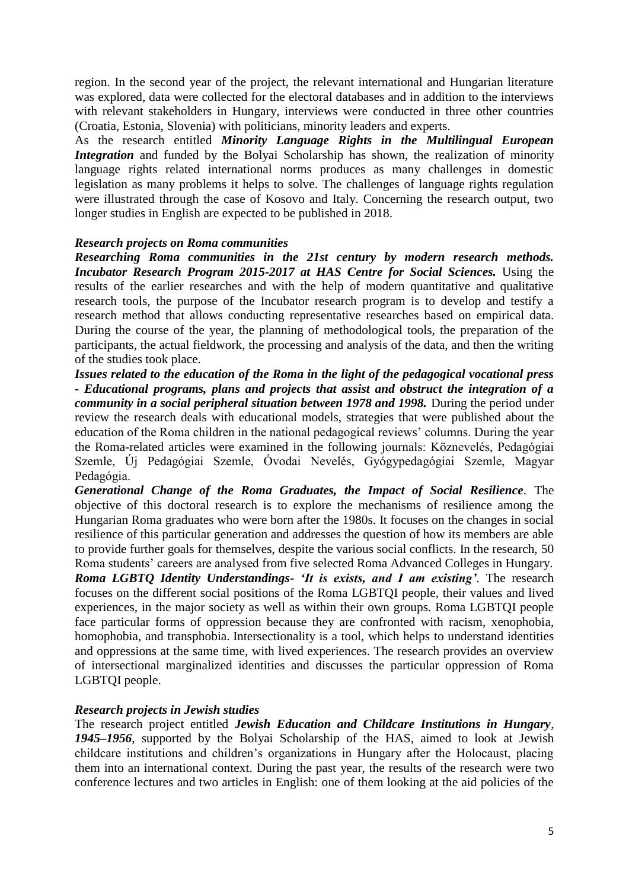region. In the second year of the project, the relevant international and Hungarian literature was explored, data were collected for the electoral databases and in addition to the interviews with relevant stakeholders in Hungary, interviews were conducted in three other countries (Croatia, Estonia, Slovenia) with politicians, minority leaders and experts.

As the research entitled ***Minority Language Rights in the Multilingual European Integration*** and funded by the Bolyai Scholarship has shown, the realization of minority language rights related international norms produces as many challenges in domestic legislation as many problems it helps to solve. The challenges of language rights regulation were illustrated through the case of Kosovo and Italy. Concerning the research output, two longer studies in English are expected to be published in 2018.

***Research projects on Roma communities***

***Researching Roma communities in the 21st century by modern research methods. Incubator Research Program 2015-2017 at HAS Centre for Social Sciences.*** Using the results of the earlier researches and with the help of modern quantitative and qualitative research tools, the purpose of the Incubator research program is to develop and testify a research method that allows conducting representative researches based on empirical data. During the course of the year, the planning of methodological tools, the preparation of the participants, the actual fieldwork, the processing and analysis of the data, and then the writing of the studies took place.

***Issues related to the education of the Roma in the light of the pedagogical vocational press - Educational programs, plans and projects that assist and obstruct the integration of a community in a social peripheral situation between 1978 and 1998.*** During the period under review the research deals with educational models, strategies that were published about the education of the Roma children in the national pedagogical reviews' columns. During the year the Roma-related articles were examined in the following journals: Köznevelés, Pedagógiai Szemle, Új Pedagógiai Szemle, Óvodai Nevelés, Gyógypedagógiai Szemle, Magyar Pedagógia.

***Generational Change of the Roma Graduates, the Impact of Social Resilience***. The objective of this doctoral research is to explore the mechanisms of resilience among the Hungarian Roma graduates who were born after the 1980s. It focuses on the changes in social resilience of this particular generation and addresses the question of how its members are able to provide further goals for themselves, despite the various social conflicts. In the research, 50 Roma students' careers are analysed from five selected Roma Advanced Colleges in Hungary.

***Roma LGBTQ Identity Understandings- 'It is exists, and I am existing'***. The research focuses on the different social positions of the Roma LGBTQI people, their values and lived experiences, in the major society as well as within their own groups. Roma LGBTQI people face particular forms of oppression because they are confronted with racism, xenophobia, homophobia, and transphobia. Intersectionality is a tool, which helps to understand identities and oppressions at the same time, with lived experiences. The research provides an overview of intersectional marginalized identities and discusses the particular oppression of Roma LGBTQI people.

***Research projects in Jewish studies***

The research project entitled ***Jewish Education and Childcare Institutions in Hungary, 1945–1956***, supported by the Bolyai Scholarship of the HAS, aimed to look at Jewish childcare institutions and children's organizations in Hungary after the Holocaust, placing them into an international context. During the past year, the results of the research were two conference lectures and two articles in English: one of them looking at the aid policies of the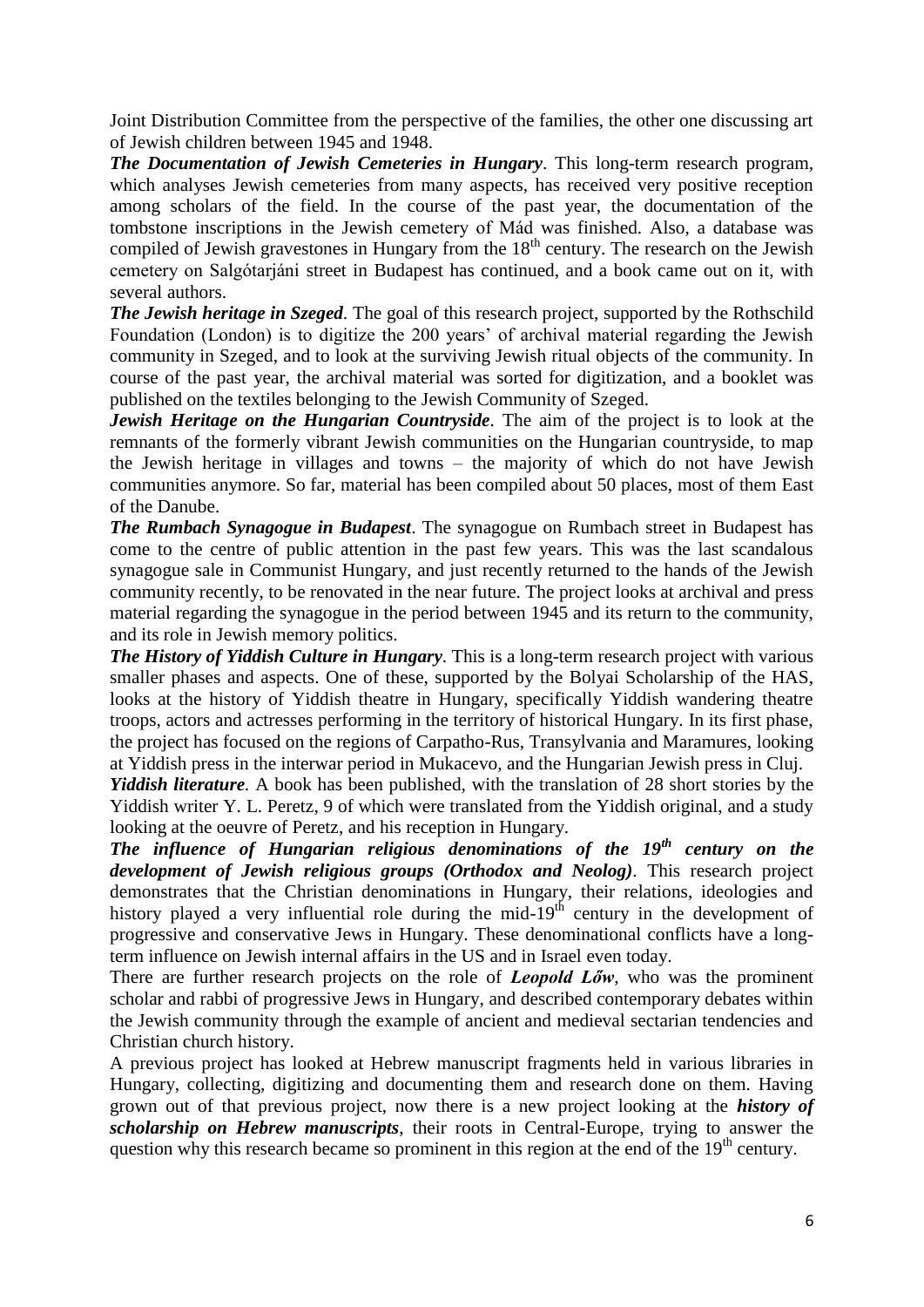Joint Distribution Committee from the perspective of the families, the other one discussing art of Jewish children between 1945 and 1948.

***The Documentation of Jewish Cemeteries in Hungary***. This long-term research program, which analyses Jewish cemeteries from many aspects, has received very positive reception among scholars of the field. In the course of the past year, the documentation of the tombstone inscriptions in the Jewish cemetery of Mád was finished. Also, a database was compiled of Jewish gravestones in Hungary from the 18th century. The research on the Jewish cemetery on Salgótarjáni street in Budapest has continued, and a book came out on it, with several authors.

***The Jewish heritage in Szeged***. The goal of this research project, supported by the Rothschild Foundation (London) is to digitize the 200 years' of archival material regarding the Jewish community in Szeged, and to look at the surviving Jewish ritual objects of the community. In course of the past year, the archival material was sorted for digitization, and a booklet was published on the textiles belonging to the Jewish Community of Szeged.

***Jewish Heritage on the Hungarian Countryside***. The aim of the project is to look at the remnants of the formerly vibrant Jewish communities on the Hungarian countryside, to map the Jewish heritage in villages and towns – the majority of which do not have Jewish communities anymore. So far, material has been compiled about 50 places, most of them East of the Danube.

***The Rumbach Synagogue in Budapest***. The synagogue on Rumbach street in Budapest has come to the centre of public attention in the past few years. This was the last scandalous synagogue sale in Communist Hungary, and just recently returned to the hands of the Jewish community recently, to be renovated in the near future. The project looks at archival and press material regarding the synagogue in the period between 1945 and its return to the community, and its role in Jewish memory politics.

***The History of Yiddish Culture in Hungary***. This is a long-term research project with various smaller phases and aspects. One of these, supported by the Bolyai Scholarship of the HAS, looks at the history of Yiddish theatre in Hungary, specifically Yiddish wandering theatre troops, actors and actresses performing in the territory of historical Hungary. In its first phase, the project has focused on the regions of Carpatho-Rus, Transylvania and Maramures, looking at Yiddish press in the interwar period in Mukacevo, and the Hungarian Jewish press in Cluj.

***Yiddish literature***. A book has been published, with the translation of 28 short stories by the Yiddish writer Y. L. Peretz, 9 of which were translated from the Yiddish original, and a study looking at the oeuvre of Peretz, and his reception in Hungary.

***The influence of Hungarian religious denominations of the 19th century on the development of Jewish religious groups (Orthodox and Neolog)***. This research project demonstrates that the Christian denominations in Hungary, their relations, ideologies and history played a very influential role during the mid-19th century in the development of progressive and conservative Jews in Hungary. These denominational conflicts have a long-term influence on Jewish internal affairs in the US and in Israel even today.

There are further research projects on the role of ***Leopold Lőw***, who was the prominent scholar and rabbi of progressive Jews in Hungary, and described contemporary debates within the Jewish community through the example of ancient and medieval sectarian tendencies and Christian church history.

A previous project has looked at Hebrew manuscript fragments held in various libraries in Hungary, collecting, digitizing and documenting them and research done on them. Having grown out of that previous project, now there is a new project looking at the ***history of scholarship on Hebrew manuscripts***, their roots in Central-Europe, trying to answer the question why this research became so prominent in this region at the end of the 19th century.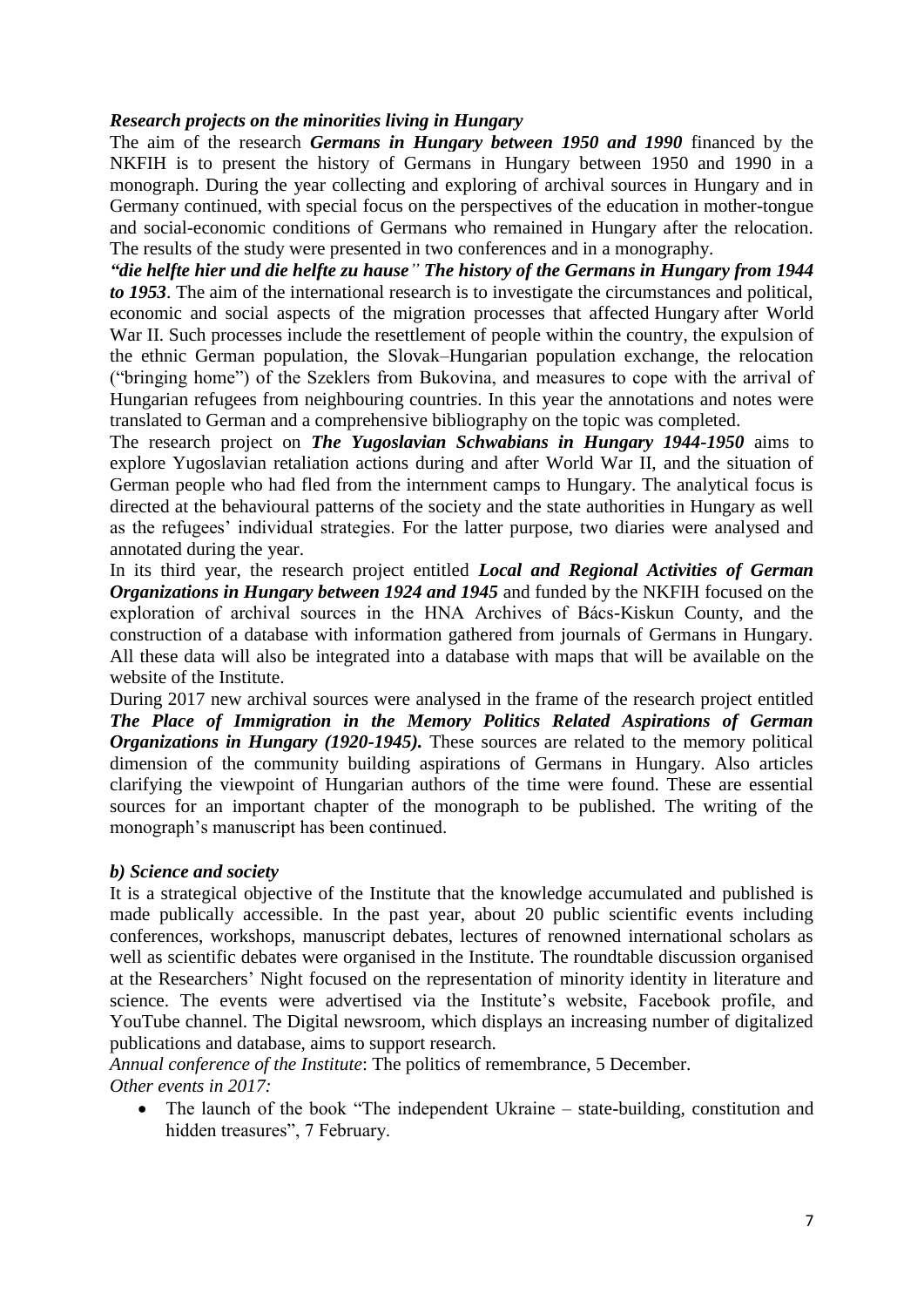### *Research projects on the minorities living in Hungary*

The aim of the research ***Germans in Hungary between 1950 and 1990*** financed by the NKFIH is to present the history of Germans in Hungary between 1950 and 1990 in a monograph. During the year collecting and exploring of archival sources in Hungary and in Germany continued, with special focus on the perspectives of the education in mother-tongue and social-economic conditions of Germans who remained in Hungary after the relocation. The results of the study were presented in two conferences and in a monography.

***"die helfte hier und die helfte zu hause" The history of the Germans in Hungary from 1944 to 1953***. The aim of the international research is to investigate the circumstances and political, economic and social aspects of the migration processes that affected Hungary after World War II. Such processes include the resettlement of people within the country, the expulsion of the ethnic German population, the Slovak–Hungarian population exchange, the relocation ("bringing home") of the Szeklers from Bukovina, and measures to cope with the arrival of Hungarian refugees from neighbouring countries. In this year the annotations and notes were translated to German and a comprehensive bibliography on the topic was completed.

The research project on ***The Yugoslavian Schwabians in Hungary 1944-1950*** aims to explore Yugoslavian retaliation actions during and after World War II, and the situation of German people who had fled from the internment camps to Hungary. The analytical focus is directed at the behavioural patterns of the society and the state authorities in Hungary as well as the refugees' individual strategies. For the latter purpose, two diaries were analysed and annotated during the year.

In its third year, the research project entitled ***Local and Regional Activities of German Organizations in Hungary between 1924 and 1945*** and funded by the NKFIH focused on the exploration of archival sources in the HNA Archives of Bács-Kiskun County, and the construction of a database with information gathered from journals of Germans in Hungary. All these data will also be integrated into a database with maps that will be available on the website of the Institute.

During 2017 new archival sources were analysed in the frame of the research project entitled ***The Place of Immigration in the Memory Politics Related Aspirations of German Organizations in Hungary (1920-1945).*** These sources are related to the memory political dimension of the community building aspirations of Germans in Hungary. Also articles clarifying the viewpoint of Hungarian authors of the time were found. These are essential sources for an important chapter of the monograph to be published. The writing of the monograph's manuscript has been continued.

### *b) Science and society*

It is a strategical objective of the Institute that the knowledge accumulated and published is made publically accessible. In the past year, about 20 public scientific events including conferences, workshops, manuscript debates, lectures of renowned international scholars as well as scientific debates were organised in the Institute. The roundtable discussion organised at the Researchers' Night focused on the representation of minority identity in literature and science. The events were advertised via the Institute's website, Facebook profile, and YouTube channel. The Digital newsroom, which displays an increasing number of digitalized publications and database, aims to support research.

*Annual conference of the Institute*: The politics of remembrance, 5 December.

*Other events in 2017:*

- The launch of the book "The independent Ukraine – state-building, constitution and hidden treasures", 7 February.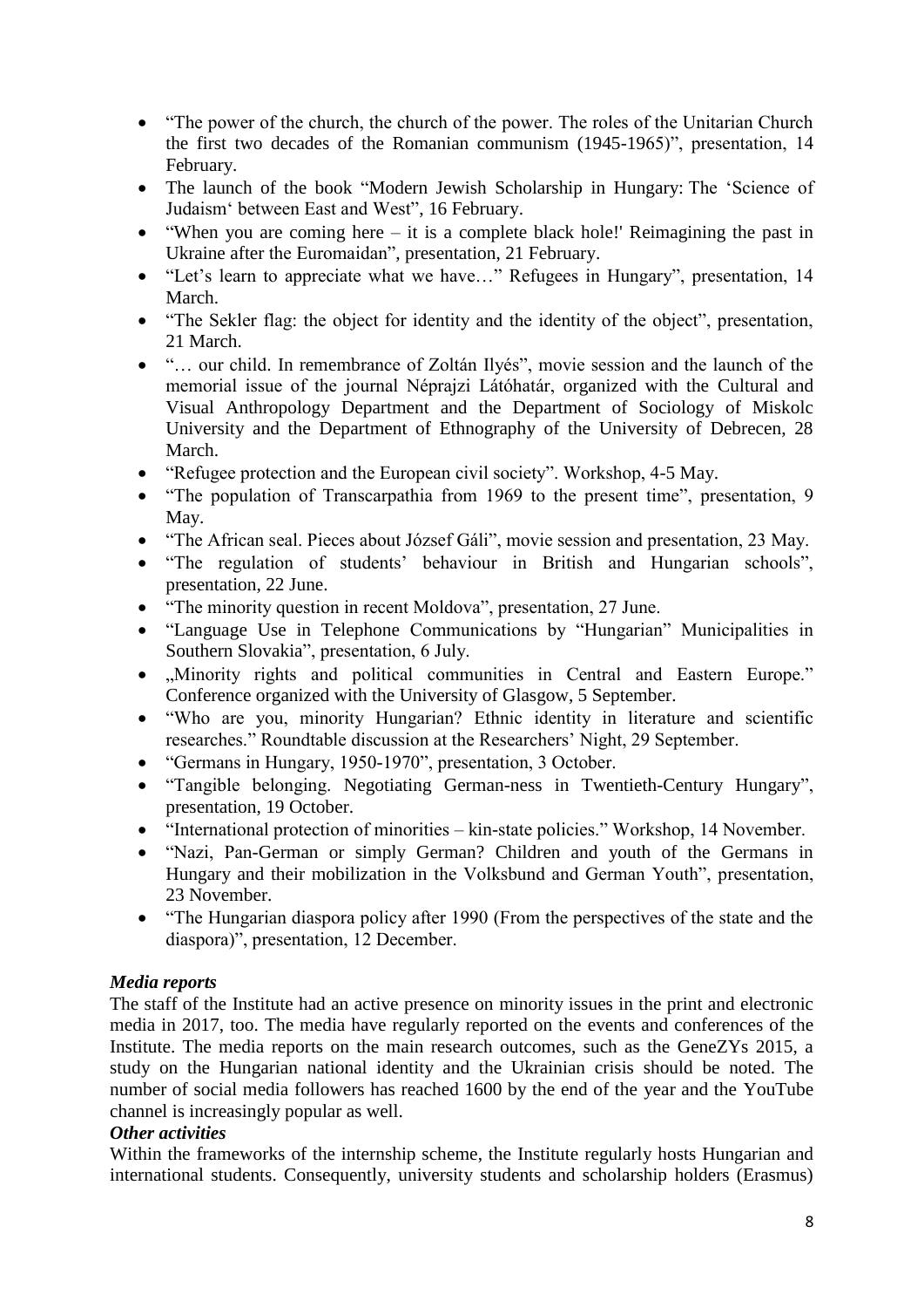- “The power of the church, the church of the power. The roles of the Unitarian Church the first two decades of the Romanian communism (1945-1965)”, presentation, 14 February.
- The launch of the book “Modern Jewish Scholarship in Hungary: The ‘Science of Judaism‘ between East and West”, 16 February.
- “When you are coming here – it is a complete black hole!' Reimagining the past in Ukraine after the Euromaidan”, presentation, 21 February.
- “Let’s learn to appreciate what we have…” Refugees in Hungary”, presentation, 14 March.
- “The Sekler flag: the object for identity and the identity of the object”, presentation, 21 March.
- “… our child. In remembrance of Zoltán Ilyés”, movie session and the launch of the memorial issue of the journal Néprajzi Látóhatár, organized with the Cultural and Visual Anthropology Department and the Department of Sociology of Miskolc University and the Department of Ethnography of the University of Debrecen, 28 March.
- “Refugee protection and the European civil society”. Workshop, 4-5 May.
- “The population of Transcarpathia from 1969 to the present time”, presentation, 9 May.
- “The African seal. Pieces about József Gáli”, movie session and presentation, 23 May.
- “The regulation of students’ behaviour in British and Hungarian schools”, presentation, 22 June.
- “The minority question in recent Moldova”, presentation, 27 June.
- “Language Use in Telephone Communications by “Hungarian” Municipalities in Southern Slovakia”, presentation, 6 July.
- „Minority rights and political communities in Central and Eastern Europe.” Conference organized with the University of Glasgow, 5 September.
- “Who are you, minority Hungarian? Ethnic identity in literature and scientific researches.” Roundtable discussion at the Researchers’ Night, 29 September.
- “Germans in Hungary, 1950-1970”, presentation, 3 October.
- “Tangible belonging. Negotiating German-ness in Twentieth-Century Hungary”, presentation, 19 October.
- “International protection of minorities – kin-state policies.” Workshop, 14 November.
- “Nazi, Pan-German or simply German? Children and youth of the Germans in Hungary and their mobilization in the Volksbund and German Youth”, presentation, 23 November.
- “The Hungarian diaspora policy after 1990 (From the perspectives of the state and the diaspora)”, presentation, 12 December.

***Media reports***

The staff of the Institute had an active presence on minority issues in the print and electronic media in 2017, too. The media have regularly reported on the events and conferences of the Institute. The media reports on the main research outcomes, such as the GeneZYs 2015, a study on the Hungarian national identity and the Ukrainian crisis should be noted. The number of social media followers has reached 1600 by the end of the year and the YouTube channel is increasingly popular as well.

***Other activities***

Within the frameworks of the internship scheme, the Institute regularly hosts Hungarian and international students. Consequently, university students and scholarship holders (Erasmus)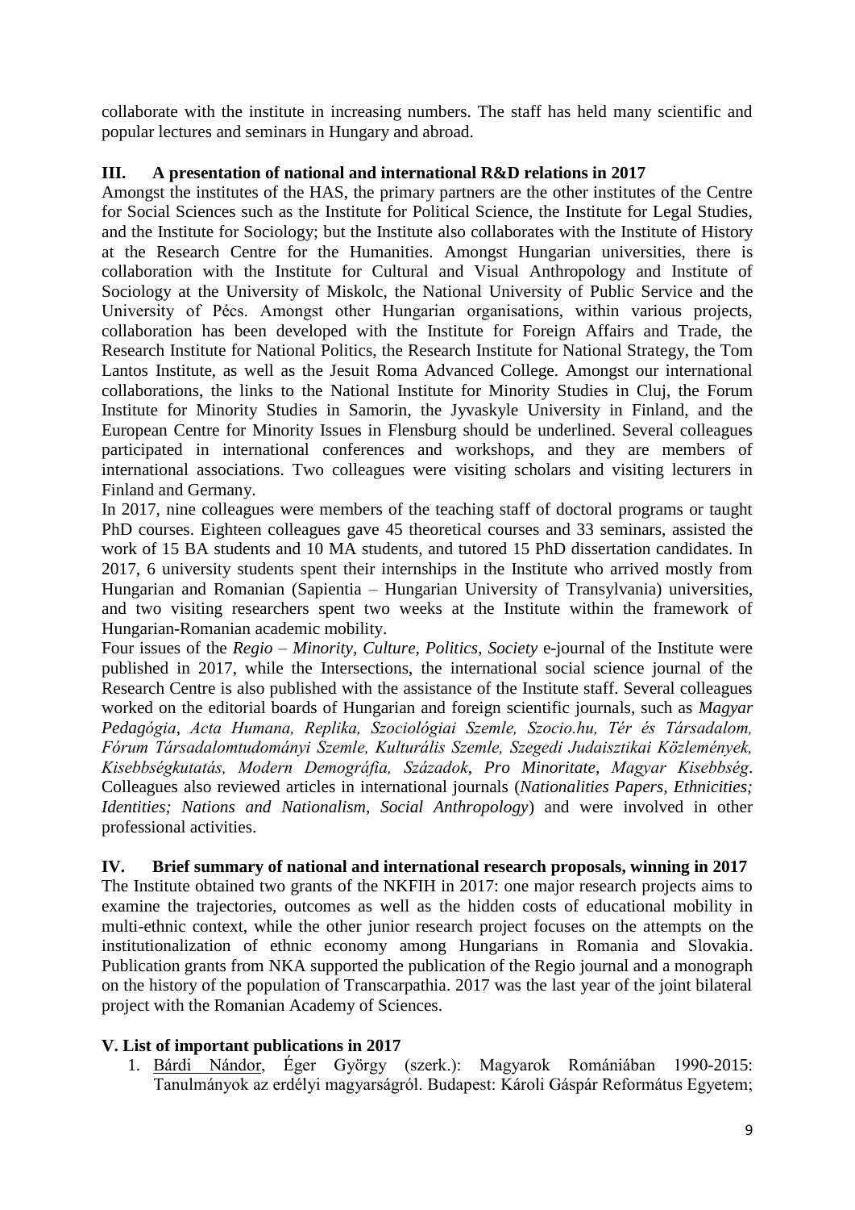collaborate with the institute in increasing numbers. The staff has held many scientific and popular lectures and seminars in Hungary and abroad.

## III. A presentation of national and international R&D relations in 2017

Amongst the institutes of the HAS, the primary partners are the other institutes of the Centre for Social Sciences such as the Institute for Political Science, the Institute for Legal Studies, and the Institute for Sociology; but the Institute also collaborates with the Institute of History at the Research Centre for the Humanities. Amongst Hungarian universities, there is collaboration with the Institute for Cultural and Visual Anthropology and Institute of Sociology at the University of Miskolc, the National University of Public Service and the University of Pécs. Amongst other Hungarian organisations, within various projects, collaboration has been developed with the Institute for Foreign Affairs and Trade, the Research Institute for National Politics, the Research Institute for National Strategy, the Tom Lantos Institute, as well as the Jesuit Roma Advanced College. Amongst our international collaborations, the links to the National Institute for Minority Studies in Cluj, the Forum Institute for Minority Studies in Samorin, the Jyvaskyle University in Finland, and the European Centre for Minority Issues in Flensburg should be underlined. Several colleagues participated in international conferences and workshops, and they are members of international associations. Two colleagues were visiting scholars and visiting lecturers in Finland and Germany.

In 2017, nine colleagues were members of the teaching staff of doctoral programs or taught PhD courses. Eighteen colleagues gave 45 theoretical courses and 33 seminars, assisted the work of 15 BA students and 10 MA students, and tutored 15 PhD dissertation candidates. In 2017, 6 university students spent their internships in the Institute who arrived mostly from Hungarian and Romanian (Sapientia – Hungarian University of Transylvania) universities, and two visiting researchers spent two weeks at the Institute within the framework of Hungarian-Romanian academic mobility.

Four issues of the *Regio – Minority, Culture, Politics, Society* e-journal of the Institute were published in 2017, while the Intersections, the international social science journal of the Research Centre is also published with the assistance of the Institute staff. Several colleagues worked on the editorial boards of Hungarian and foreign scientific journals, such as *Magyar Pedagógia*, *Acta Humana, Replika, Szociológiai Szemle, Szocio.hu, Tér és Társadalom, Fórum Társadalomtudományi Szemle, Kulturális Szemle, Szegedi Judaisztikai Közlemények, Kisebbségkutatás, Modern Demográfia, Századok*, *Pro Minoritate*, *Magyar Kisebbség*. Colleagues also reviewed articles in international journals (*Nationalities Papers, Ethnicities; Identities; Nations and Nationalism, Social Anthropology*) and were involved in other professional activities.

## IV. Brief summary of national and international research proposals, winning in 2017

The Institute obtained two grants of the NKFIH in 2017: one major research projects aims to examine the trajectories, outcomes as well as the hidden costs of educational mobility in multi-ethnic context, while the other junior research project focuses on the attempts on the institutionalization of ethnic economy among Hungarians in Romania and Slovakia. Publication grants from NKA supported the publication of the Regio journal and a monograph on the history of the population of Transcarpathia. 2017 was the last year of the joint bilateral project with the Romanian Academy of Sciences.

## V. List of important publications in 2017

1. Bárdi Nándor, Éger György (szerk.): Magyarok Romániában 1990-2015: Tanulmányok az erdélyi magyarságról. Budapest: Károli Gáspár Református Egyetem;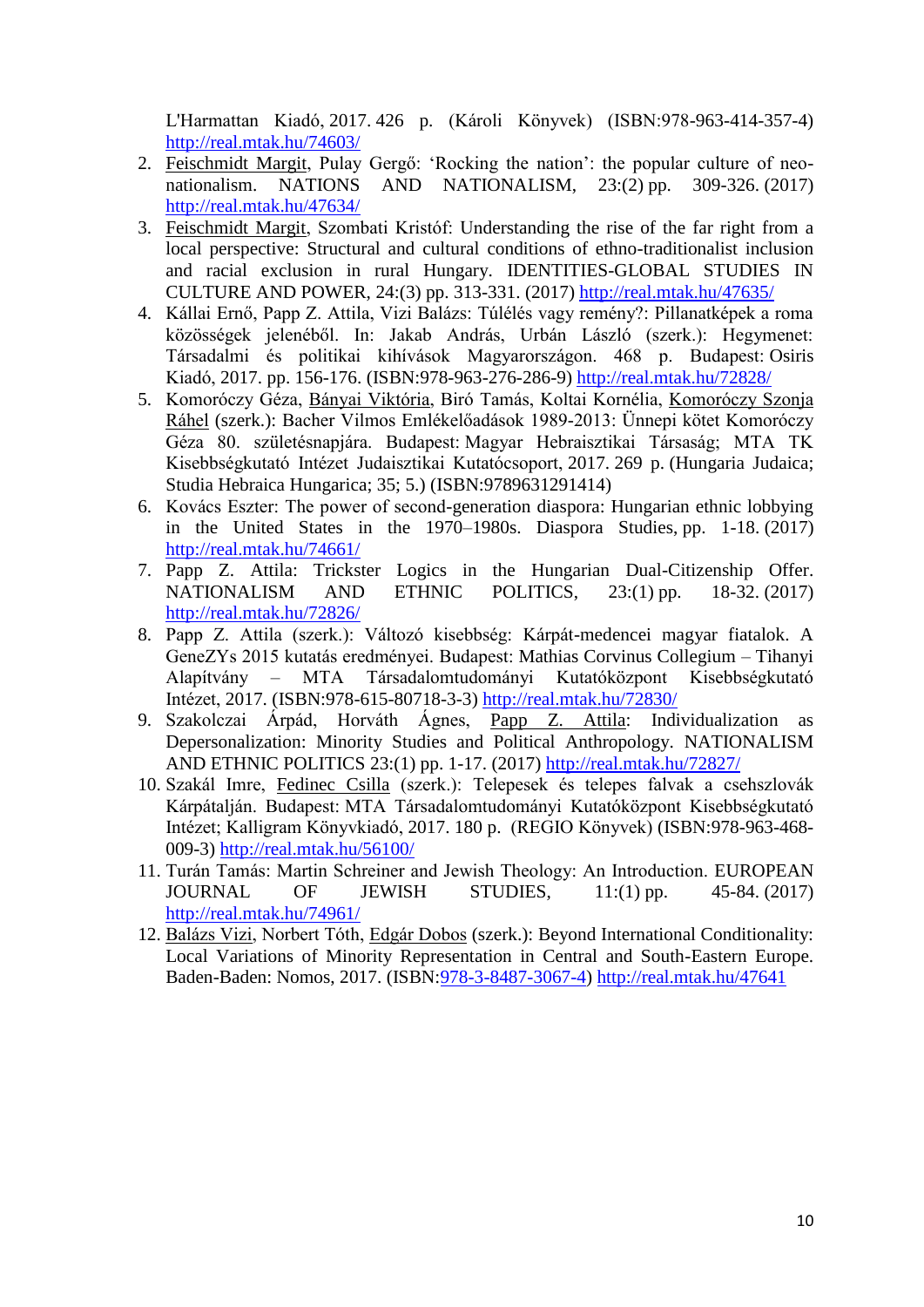L'Harmattan Kiadó, 2017. 426 p. (Károli Könyvek) (ISBN:978-963-414-357-4) http://real.mtak.hu/74603/

2. Feischmidt Margit, Pulay Gergő: 'Rocking the nation': the popular culture of neo-nationalism. NATIONS AND NATIONALISM, 23:(2) pp. 309-326. (2017) http://real.mtak.hu/47634/
3. Feischmidt Margit, Szombati Kristóf: Understanding the rise of the far right from a local perspective: Structural and cultural conditions of ethno-traditionalist inclusion and racial exclusion in rural Hungary. IDENTITIES-GLOBAL STUDIES IN CULTURE AND POWER, 24:(3) pp. 313-331. (2017) http://real.mtak.hu/47635/
4. Kállai Ernő, Papp Z. Attila, Vizi Balázs: Túlélés vagy remény?: Pillanatképek a roma közösségek jelenéből. In: Jakab András, Urbán László (szerk.): Hegymenet: Társadalmi és politikai kihívások Magyarországon. 468 p. Budapest: Osiris Kiadó, 2017. pp. 156-176. (ISBN:978-963-276-286-9) http://real.mtak.hu/72828/
5. Komoróczy Géza, Bányai Viktória, Biró Tamás, Koltai Kornélia, Komoróczy Szonja Ráhel (szerk.): Bacher Vilmos Emlékelőadások 1989-2013: Ünnepi kötet Komoróczy Géza 80. születésnapjára. Budapest: Magyar Hebraisztikai Társaság; MTA TK Kisebbségkutató Intézet Judaisztikai Kutatócsoport, 2017. 269 p. (Hungaria Judaica; Studia Hebraica Hungarica; 35; 5.) (ISBN:9789631291414)
6. Kovács Eszter: The power of second-generation diaspora: Hungarian ethnic lobbying in the United States in the 1970–1980s. Diaspora Studies, pp. 1-18. (2017) http://real.mtak.hu/74661/
7. Papp Z. Attila: Trickster Logics in the Hungarian Dual-Citizenship Offer. NATIONALISM AND ETHNIC POLITICS, 23:(1) pp. 18-32. (2017) http://real.mtak.hu/72826/
8. Papp Z. Attila (szerk.): Változó kisebbség: Kárpát-medencei magyar fiatalok. A GeneZYs 2015 kutatás eredményei. Budapest: Mathias Corvinus Collegium – Tihanyi Alapítvány – MTA Társadalomtudományi Kutatóközpont Kisebbségkutató Intézet, 2017. (ISBN:978-615-80718-3-3) http://real.mtak.hu/72830/
9. Szakolczai Árpád, Horváth Ágnes, Papp Z. Attila: Individualization as Depersonalization: Minority Studies and Political Anthropology. NATIONALISM AND ETHNIC POLITICS 23:(1) pp. 1-17. (2017) http://real.mtak.hu/72827/
10. Szakál Imre, Fedinec Csilla (szerk.): Telepesek és telepes falvak a csehszlovák Kárpátalján. Budapest: MTA Társadalomtudományi Kutatóközpont Kisebbségkutató Intézet; Kalligram Könyvkiadó, 2017. 180 p. (REGIO Könyvek) (ISBN:978-963-468-009-3) http://real.mtak.hu/56100/
11. Turán Tamás: Martin Schreiner and Jewish Theology: An Introduction. EUROPEAN JOURNAL OF JEWISH STUDIES, 11:(1) pp. 45-84. (2017) http://real.mtak.hu/74961/
12. Balázs Vizi, Norbert Tóth, Edgár Dobos (szerk.): Beyond International Conditionality: Local Variations of Minority Representation in Central and South-Eastern Europe. Baden-Baden: Nomos, 2017. (ISBN:978-3-8487-3067-4) http://real.mtak.hu/47641